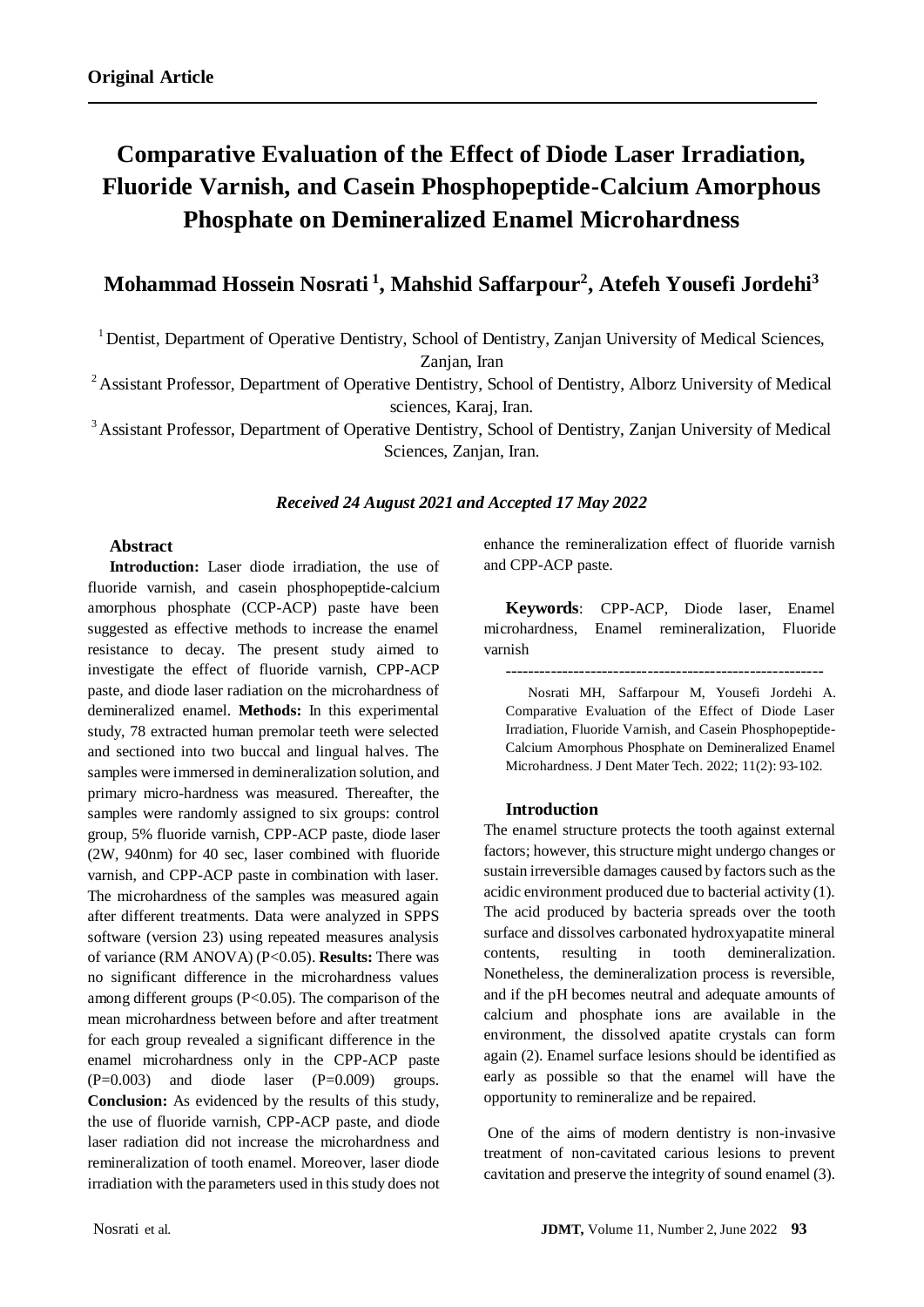**Original Article**

# Comparative Evaluation of the Effect of Diode Laser Irradiation, Fluoride Varnish, and Casein Phosphopeptide-Calcium Amorphous Phosphate on Demineralized Enamel Microhardness

## Mohammad Hossein Nosrati [1], Mahshid Saffarpour[2], Atefeh Yousefi Jordehi[3]

[1] Dentist, Department of Operative Dentistry, School of Dentistry, Zanjan University of Medical Sciences, Zanjan, Iran

[2] Assistant Professor, Department of Operative Dentistry, School of Dentistry, Alborz University of Medical sciences, Karaj, Iran.

[3] Assistant Professor, Department of Operative Dentistry, School of Dentistry, Zanjan University of Medical Sciences, Zanjan, Iran.

*Received 24 August 2021 and Accepted 17 May 2022*

### Abstract

**Introduction:** Laser diode irradiation, the use of fluoride varnish, and casein phosphopeptide-calcium amorphous phosphate (CCP-ACP) paste have been suggested as effective methods to increase the enamel resistance to decay. The present study aimed to investigate the effect of fluoride varnish, CPP-ACP paste, and diode laser radiation on the microhardness of demineralized enamel. **Methods:** In this experimental study, 78 extracted human premolar teeth were selected and sectioned into two buccal and lingual halves. The samples were immersed in demineralization solution, and primary micro-hardness was measured. Thereafter, the samples were randomly assigned to six groups: control group, 5% fluoride varnish, CPP-ACP paste, diode laser (2W, 940nm) for 40 sec, laser combined with fluoride varnish, and CPP-ACP paste in combination with laser. The microhardness of the samples was measured again after different treatments. Data were analyzed in SPPS software (version 23) using repeated measures analysis of variance (RM ANOVA) ($P<0.05$). **Results:** There was no significant difference in the microhardness values among different groups ($P<0.05$). The comparison of the mean microhardness between before and after treatment for each group revealed a significant difference in the enamel microhardness only in the CPP-ACP paste ($P=0.003$) and diode laser ($P=0.009$) groups. **Conclusion:** As evidenced by the results of this study, the use of fluoride varnish, CPP-ACP paste, and diode laser radiation did not increase the microhardness and remineralization of tooth enamel. Moreover, laser diode irradiation with the parameters used in this study does not enhance the remineralization effect of fluoride varnish and CPP-ACP paste.

**Keywords**: CPP-ACP, Diode laser, Enamel microhardness, Enamel remineralization, Fluoride varnish

---

Nosrati MH, Saffarpour M, Yousefi Jordehi A. Comparative Evaluation of the Effect of Diode Laser Irradiation, Fluoride Varnish, and Casein Phosphopeptide-Calcium Amorphous Phosphate on Demineralized Enamel Microhardness. J Dent Mater Tech. 2022; 11(2): 93-102.

### Introduction

The enamel structure protects the tooth against external factors; however, this structure might undergo changes or sustain irreversible damages caused by factors such as the acidic environment produced due to bacterial activity (1). The acid produced by bacteria spreads over the tooth surface and dissolves carbonated hydroxyapatite mineral contents, resulting in tooth demineralization. Nonetheless, the demineralization process is reversible, and if the pH becomes neutral and adequate amounts of calcium and phosphate ions are available in the environment, the dissolved apatite crystals can form again (2). Enamel surface lesions should be identified as early as possible so that the enamel will have the opportunity to remineralize and be repaired.

One of the aims of modern dentistry is non-invasive treatment of non-cavitated carious lesions to prevent cavitation and preserve the integrity of sound enamel (3).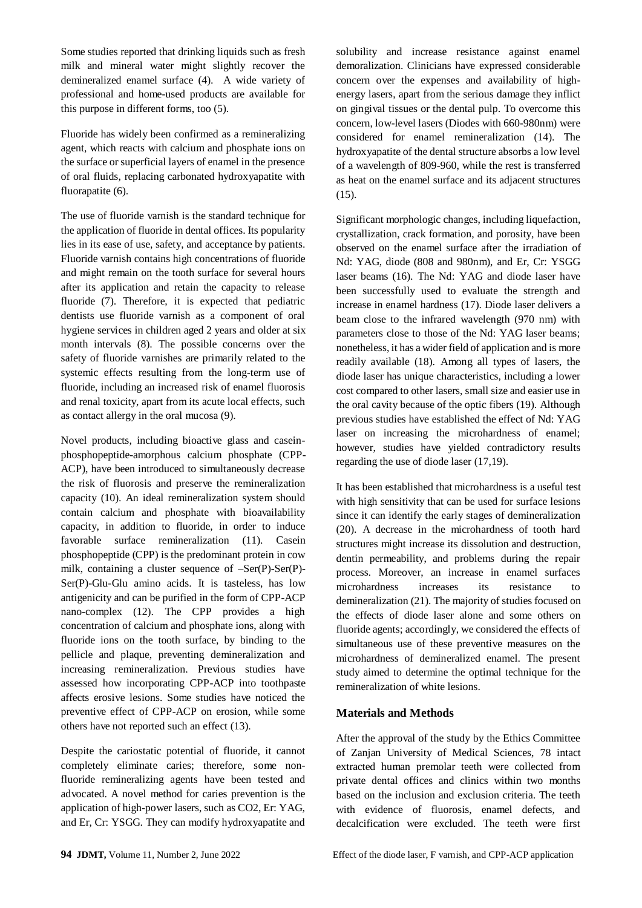Some studies reported that drinking liquids such as fresh milk and mineral water might slightly recover the demineralized enamel surface (4). A wide variety of professional and home-used products are available for this purpose in different forms, too (5).

Fluoride has widely been confirmed as a remineralizing agent, which reacts with calcium and phosphate ions on the surface or superficial layers of enamel in the presence of oral fluids, replacing carbonated hydroxyapatite with fluorapatite (6).

The use of fluoride varnish is the standard technique for the application of fluoride in dental offices. Its popularity lies in its ease of use, safety, and acceptance by patients. Fluoride varnish contains high concentrations of fluoride and might remain on the tooth surface for several hours after its application and retain the capacity to release fluoride (7). Therefore, it is expected that pediatric dentists use fluoride varnish as a component of oral hygiene services in children aged 2 years and older at six month intervals (8). The possible concerns over the safety of fluoride varnishes are primarily related to the systemic effects resulting from the long-term use of fluoride, including an increased risk of enamel fluorosis and renal toxicity, apart from its acute local effects, such as contact allergy in the oral mucosa (9).

Novel products, including bioactive glass and casein-phosphopeptide-amorphous calcium phosphate (CPP-ACP), have been introduced to simultaneously decrease the risk of fluorosis and preserve the remineralization capacity (10). An ideal remineralization system should contain calcium and phosphate with bioavailability capacity, in addition to fluoride, in order to induce favorable surface remineralization (11). Casein phosphopeptide (CPP) is the predominant protein in cow milk, containing a cluster sequence of –Ser(P)-Ser(P)-Ser(P)-Glu-Glu amino acids. It is tasteless, has low antigenicity and can be purified in the form of CPP-ACP nano-complex (12). The CPP provides a high concentration of calcium and phosphate ions, along with fluoride ions on the tooth surface, by binding to the pellicle and plaque, preventing demineralization and increasing remineralization. Previous studies have assessed how incorporating CPP-ACP into toothpaste affects erosive lesions. Some studies have noticed the preventive effect of CPP-ACP on erosion, while some others have not reported such an effect (13).

Despite the cariostatic potential of fluoride, it cannot completely eliminate caries; therefore, some non-fluoride remineralizing agents have been tested and advocated. A novel method for caries prevention is the application of high-power lasers, such as CO2, Er: YAG, and Er, Cr: YSGG. They can modify hydroxyapatite and solubility and increase resistance against enamel demoralization. Clinicians have expressed considerable concern over the expenses and availability of high-energy lasers, apart from the serious damage they inflict on gingival tissues or the dental pulp. To overcome this concern, low-level lasers (Diodes with 660-980nm) were considered for enamel remineralization (14). The hydroxyapatite of the dental structure absorbs a low level of a wavelength of 809-960, while the rest is transferred as heat on the enamel surface and its adjacent structures (15).

Significant morphologic changes, including liquefaction, crystallization, crack formation, and porosity, have been observed on the enamel surface after the irradiation of Nd: YAG, diode (808 and 980nm), and Er, Cr: YSGG laser beams (16). The Nd: YAG and diode laser have been successfully used to evaluate the strength and increase in enamel hardness (17). Diode laser delivers a beam close to the infrared wavelength (970 nm) with parameters close to those of the Nd: YAG laser beams; nonetheless, it has a wider field of application and is more readily available (18). Among all types of lasers, the diode laser has unique characteristics, including a lower cost compared to other lasers, small size and easier use in the oral cavity because of the optic fibers (19). Although previous studies have established the effect of Nd: YAG laser on increasing the microhardness of enamel; however, studies have yielded contradictory results regarding the use of diode laser (17,19).

It has been established that microhardness is a useful test with high sensitivity that can be used for surface lesions since it can identify the early stages of demineralization (20). A decrease in the microhardness of tooth hard structures might increase its dissolution and destruction, dentin permeability, and problems during the repair process. Moreover, an increase in enamel surfaces microhardness increases its resistance to demineralization (21). The majority of studies focused on the effects of diode laser alone and some others on fluoride agents; accordingly, we considered the effects of simultaneous use of these preventive measures on the microhardness of demineralized enamel. The present study aimed to determine the optimal technique for the remineralization of white lesions.

## Materials and Methods

After the approval of the study by the Ethics Committee of Zanjan University of Medical Sciences, 78 intact extracted human premolar teeth were collected from private dental offices and clinics within two months based on the inclusion and exclusion criteria. The teeth with evidence of fluorosis, enamel defects, and decalcification were excluded. The teeth were first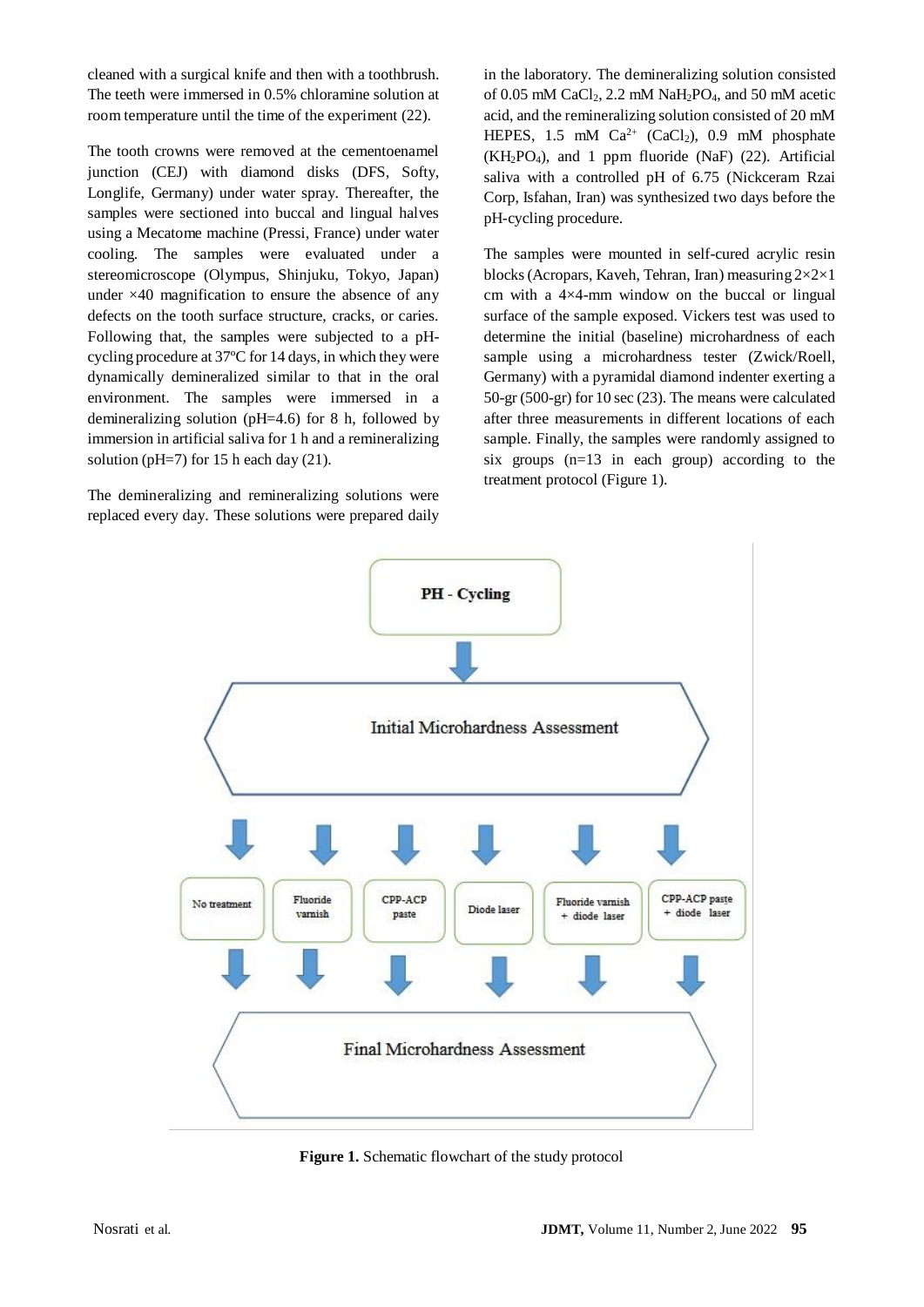cleaned with a surgical knife and then with a toothbrush. The teeth were immersed in 0.5% chloramine solution at room temperature until the time of the experiment (22).

The tooth crowns were removed at the cementoenamel junction (CEJ) with diamond disks (DFS, Softy, Longlife, Germany) under water spray. Thereafter, the samples were sectioned into buccal and lingual halves using a Mecatome machine (Pressi, France) under water cooling. The samples were evaluated under a stereomicroscope (Olympus, Shinjuku, Tokyo, Japan) under ×40 magnification to ensure the absence of any defects on the tooth surface structure, cracks, or caries. Following that, the samples were subjected to a pH-cycling procedure at 37ºC for 14 days, in which they were dynamically demineralized similar to that in the oral environment. The samples were immersed in a demineralizing solution (pH=4.6) for 8 h, followed by immersion in artificial saliva for 1 h and a remineralizing solution (pH=7) for 15 h each day (21).

The demineralizing and remineralizing solutions were replaced every day. These solutions were prepared daily in the laboratory. The demineralizing solution consisted of 0.05 mM $CaCl_2$, 2.2 mM $NaH_2PO_4$, and 50 mM acetic acid, and the remineralizing solution consisted of 20 mM HEPES, 1.5 mM $Ca^{2+}$ ($CaCl_2$), 0.9 mM phosphate ($KH_2PO_4$), and 1 ppm fluoride (NaF) (22). Artificial saliva with a controlled pH of 6.75 (Nickceram Rzai Corp, Isfahan, Iran) was synthesized two days before the pH-cycling procedure.

The samples were mounted in self-cured acrylic resin blocks (Acropars, Kaveh, Tehran, Iran) measuring 2×2×1 cm with a 4×4-mm window on the buccal or lingual surface of the sample exposed. Vickers test was used to determine the initial (baseline) microhardness of each sample using a microhardness tester (Zwick/Roell, Germany) with a pyramidal diamond indenter exerting a 50-gr (500-gr) for 10 sec (23). The means were calculated after three measurements in different locations of each sample. Finally, the samples were randomly assigned to six groups (n=13 in each group) according to the treatment protocol (Figure 1).

PH - Cycling

Initial Microhardness Assessment

No treatment | Fluoride varnish | CPP-ACP paste | Diode laser | Fluoride varnish + diode laser | CPP-ACP paste + diode laser

Final Microhardness Assessment

**Figure 1.** Schematic flowchart of the study protocol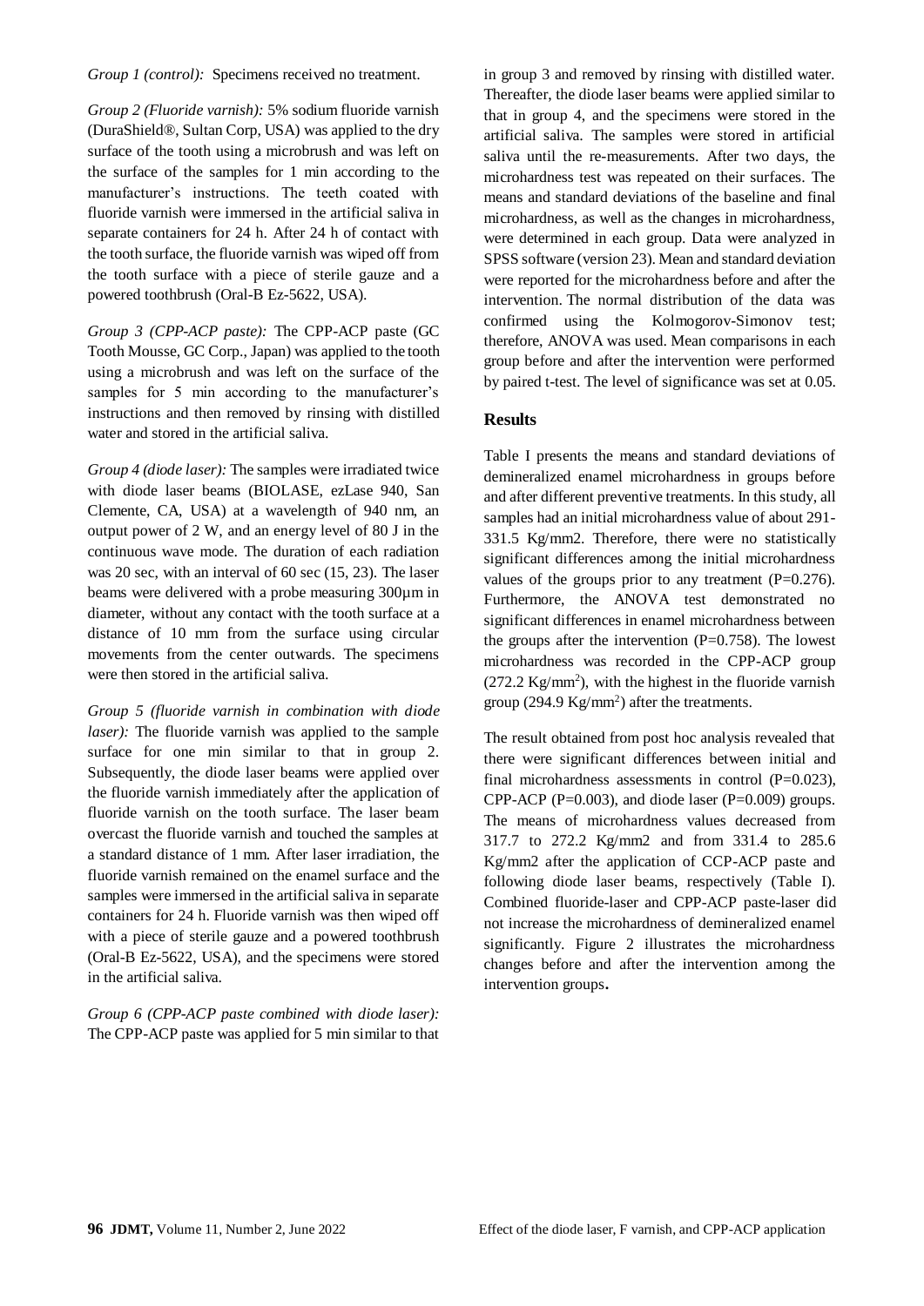*Group 1 (control):* Specimens received no treatment.

*Group 2 (Fluoride varnish):* 5% sodium fluoride varnish (DuraShield®, Sultan Corp, USA) was applied to the dry surface of the tooth using a microbrush and was left on the surface of the samples for 1 min according to the manufacturer's instructions. The teeth coated with fluoride varnish were immersed in the artificial saliva in separate containers for 24 h. After 24 h of contact with the tooth surface, the fluoride varnish was wiped off from the tooth surface with a piece of sterile gauze and a powered toothbrush (Oral-B Ez-5622, USA).

*Group 3 (CPP-ACP paste):* The CPP-ACP paste (GC Tooth Mousse, GC Corp., Japan) was applied to the tooth using a microbrush and was left on the surface of the samples for 5 min according to the manufacturer's instructions and then removed by rinsing with distilled water and stored in the artificial saliva.

*Group 4 (diode laser):* The samples were irradiated twice with diode laser beams (BIOLASE, ezLase 940, San Clemente, CA, USA) at a wavelength of 940 nm, an output power of 2 W, and an energy level of 80 J in the continuous wave mode. The duration of each radiation was 20 sec, with an interval of 60 sec (15, 23). The laser beams were delivered with a probe measuring 300µm in diameter, without any contact with the tooth surface at a distance of 10 mm from the surface using circular movements from the center outwards. The specimens were then stored in the artificial saliva.

*Group 5 (fluoride varnish in combination with diode laser):* The fluoride varnish was applied to the sample surface for one min similar to that in group 2. Subsequently, the diode laser beams were applied over the fluoride varnish immediately after the application of fluoride varnish on the tooth surface. The laser beam overcast the fluoride varnish and touched the samples at a standard distance of 1 mm. After laser irradiation, the fluoride varnish remained on the enamel surface and the samples were immersed in the artificial saliva in separate containers for 24 h. Fluoride varnish was then wiped off with a piece of sterile gauze and a powered toothbrush (Oral-B Ez-5622, USA), and the specimens were stored in the artificial saliva.

*Group 6 (CPP-ACP paste combined with diode laser):* The CPP-ACP paste was applied for 5 min similar to that in group 3 and removed by rinsing with distilled water. Thereafter, the diode laser beams were applied similar to that in group 4, and the specimens were stored in the artificial saliva. The samples were stored in artificial saliva until the re-measurements. After two days, the microhardness test was repeated on their surfaces. The means and standard deviations of the baseline and final microhardness, as well as the changes in microhardness, were determined in each group. Data were analyzed in SPSS software (version 23). Mean and standard deviation were reported for the microhardness before and after the intervention. The normal distribution of the data was confirmed using the Kolmogorov-Simonov test; therefore, ANOVA was used. Mean comparisons in each group before and after the intervention were performed by paired t-test. The level of significance was set at 0.05.

## Results

Table I presents the means and standard deviations of demineralized enamel microhardness in groups before and after different preventive treatments. In this study, all samples had an initial microhardness value of about 291-331.5 Kg/mm2. Therefore, there were no statistically significant differences among the initial microhardness values of the groups prior to any treatment (P=0.276). Furthermore, the ANOVA test demonstrated no significant differences in enamel microhardness between the groups after the intervention (P=0.758). The lowest microhardness was recorded in the CPP-ACP group (272.2 $Kg/mm^2$), with the highest in the fluoride varnish group (294.9 $Kg/mm^2$) after the treatments.

The result obtained from post hoc analysis revealed that there were significant differences between initial and final microhardness assessments in control (P=0.023), CPP-ACP (P=0.003), and diode laser (P=0.009) groups. The means of microhardness values decreased from 317.7 to 272.2 Kg/mm2 and from 331.4 to 285.6 Kg/mm2 after the application of CCP-ACP paste and following diode laser beams, respectively (Table I). Combined fluoride-laser and CPP-ACP paste-laser did not increase the microhardness of demineralized enamel significantly. Figure 2 illustrates the microhardness changes before and after the intervention among the intervention groups.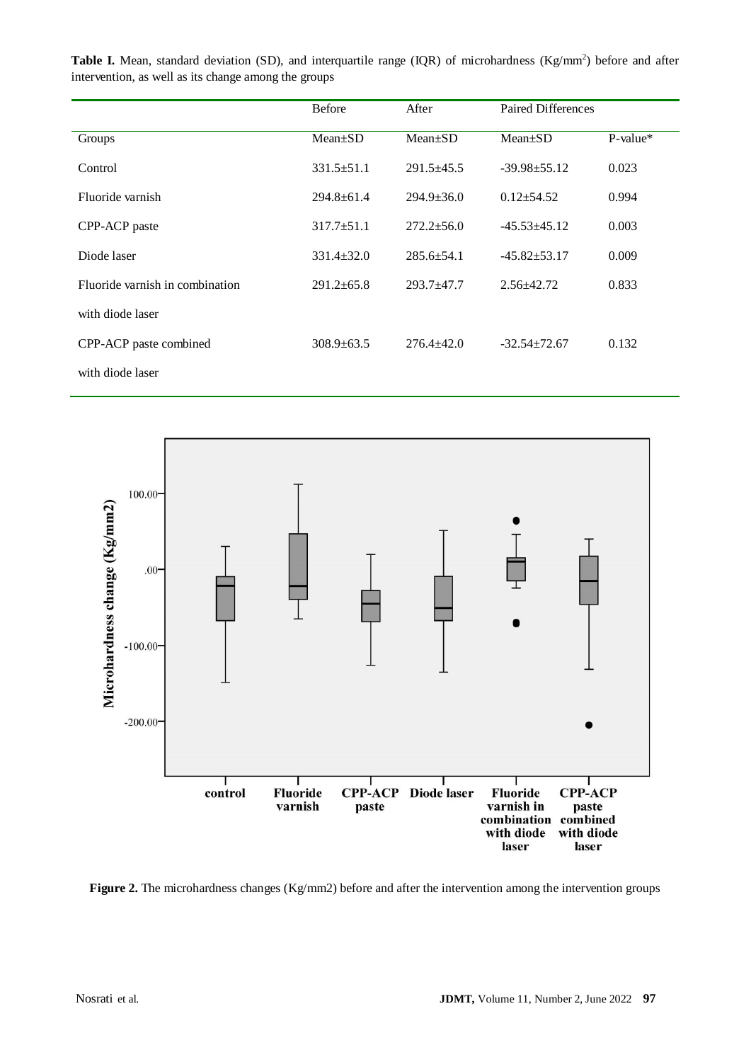**Table I.** Mean, standard deviation (SD), and interquartile range (IQR) of microhardness (Kg/mm$^2$) before and after intervention, as well as its change among the groups

| | Before | After | Paired Differences | |
|---|---|---|---|---|
| Groups | Mean±SD | Mean±SD | Mean±SD | P-value* |
| Control | 331.5±51.1 | 291.5±45.5 | -39.98±55.12 | 0.023 |
| Fluoride varnish | 294.8±61.4 | 294.9±36.0 | 0.12±54.52 | 0.994 |
| CPP-ACP paste | 317.7±51.1 | 272.2±56.0 | -45.53±45.12 | 0.003 |
| Diode laser | 331.4±32.0 | 285.6±54.1 | -45.82±53.17 | 0.009 |
| Fluoride varnish in combination with diode laser | 291.2±65.8 | 293.7±47.7 | 2.56±42.72 | 0.833 |
| CPP-ACP paste combined with diode laser | 308.9±63.5 | 276.4±42.0 | -32.54±72.67 | 0.132 |

**Figure 2.** The microhardness changes (Kg/mm2) before and after the intervention among the intervention groups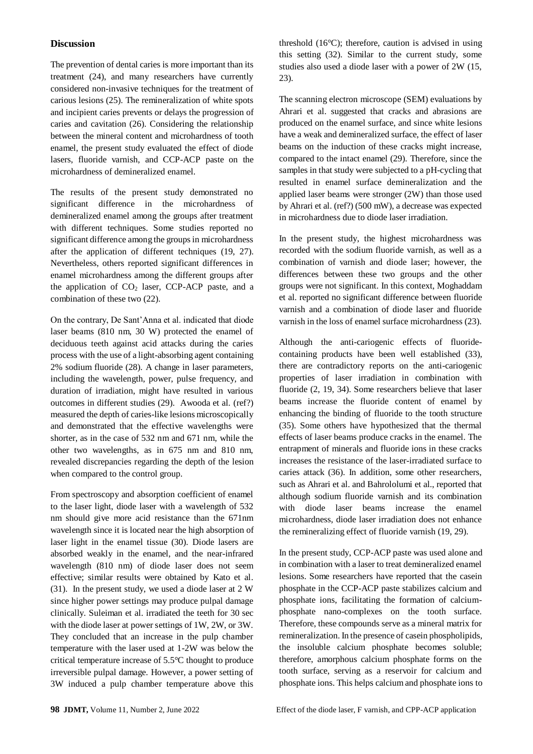## Discussion

The prevention of dental caries is more important than its treatment (24), and many researchers have currently considered non-invasive techniques for the treatment of carious lesions (25). The remineralization of white spots and incipient caries prevents or delays the progression of caries and cavitation (26). Considering the relationship between the mineral content and microhardness of tooth enamel, the present study evaluated the effect of diode lasers, fluoride varnish, and CCP-ACP paste on the microhardness of demineralized enamel.

The results of the present study demonstrated no significant difference in the microhardness of demineralized enamel among the groups after treatment with different techniques. Some studies reported no significant difference among the groups in microhardness after the application of different techniques (19, 27). Nevertheless, others reported significant differences in enamel microhardness among the different groups after the application of $CO_2$ laser, CCP-ACP paste, and a combination of these two (22).

On the contrary, De Sant'Anna et al. indicated that diode laser beams (810 nm, 30 W) protected the enamel of deciduous teeth against acid attacks during the caries process with the use of a light-absorbing agent containing 2% sodium fluoride (28). A change in laser parameters, including the wavelength, power, pulse frequency, and duration of irradiation, might have resulted in various outcomes in different studies (29). Awooda et al. (ref?) measured the depth of caries-like lesions microscopically and demonstrated that the effective wavelengths were shorter, as in the case of 532 nm and 671 nm, while the other two wavelengths, as in 675 nm and 810 nm, revealed discrepancies regarding the depth of the lesion when compared to the control group.

From spectroscopy and absorption coefficient of enamel to the laser light, diode laser with a wavelength of 532 nm should give more acid resistance than the 671nm wavelength since it is located near the high absorption of laser light in the enamel tissue (30). Diode lasers are absorbed weakly in the enamel, and the near-infrared wavelength (810 nm) of diode laser does not seem effective; similar results were obtained by Kato et al. (31). In the present study, we used a diode laser at 2 W since higher power settings may produce pulpal damage clinically. Suleiman et al. irradiated the teeth for 30 sec with the diode laser at power settings of 1W, 2W, or 3W. They concluded that an increase in the pulp chamber temperature with the laser used at 1-2W was below the critical temperature increase of 5.5°C thought to produce irreversible pulpal damage. However, a power setting of 3W induced a pulp chamber temperature above this threshold (16°C); therefore, caution is advised in using this setting (32). Similar to the current study, some studies also used a diode laser with a power of 2W (15, 23).

The scanning electron microscope (SEM) evaluations by Ahrari et al. suggested that cracks and abrasions are produced on the enamel surface, and since white lesions have a weak and demineralized surface, the effect of laser beams on the induction of these cracks might increase, compared to the intact enamel (29). Therefore, since the samples in that study were subjected to a pH-cycling that resulted in enamel surface demineralization and the applied laser beams were stronger (2W) than those used by Ahrari et al. (ref?) (500 mW), a decrease was expected in microhardness due to diode laser irradiation.

In the present study, the highest microhardness was recorded with the sodium fluoride varnish, as well as a combination of varnish and diode laser; however, the differences between these two groups and the other groups were not significant. In this context, Moghaddam et al. reported no significant difference between fluoride varnish and a combination of diode laser and fluoride varnish in the loss of enamel surface microhardness (23).

Although the anti-cariogenic effects of fluoride-containing products have been well established (33), there are contradictory reports on the anti-cariogenic properties of laser irradiation in combination with fluoride (2, 19, 34). Some researchers believe that laser beams increase the fluoride content of enamel by enhancing the binding of fluoride to the tooth structure (35). Some others have hypothesized that the thermal effects of laser beams produce cracks in the enamel. The entrapment of minerals and fluoride ions in these cracks increases the resistance of the laser-irradiated surface to caries attack (36). In addition, some other researchers, such as Ahrari et al. and Bahrololumi et al., reported that although sodium fluoride varnish and its combination with diode laser beams increase the enamel microhardness, diode laser irradiation does not enhance the remineralizing effect of fluoride varnish (19, 29).

In the present study, CCP-ACP paste was used alone and in combination with a laser to treat demineralized enamel lesions. Some researchers have reported that the casein phosphate in the CCP-ACP paste stabilizes calcium and phosphate ions, facilitating the formation of calcium-phosphate nano-complexes on the tooth surface. Therefore, these compounds serve as a mineral matrix for remineralization. In the presence of casein phospholipids, the insoluble calcium phosphate becomes soluble; therefore, amorphous calcium phosphate forms on the tooth surface, serving as a reservoir for calcium and phosphate ions. This helps calcium and phosphate ions to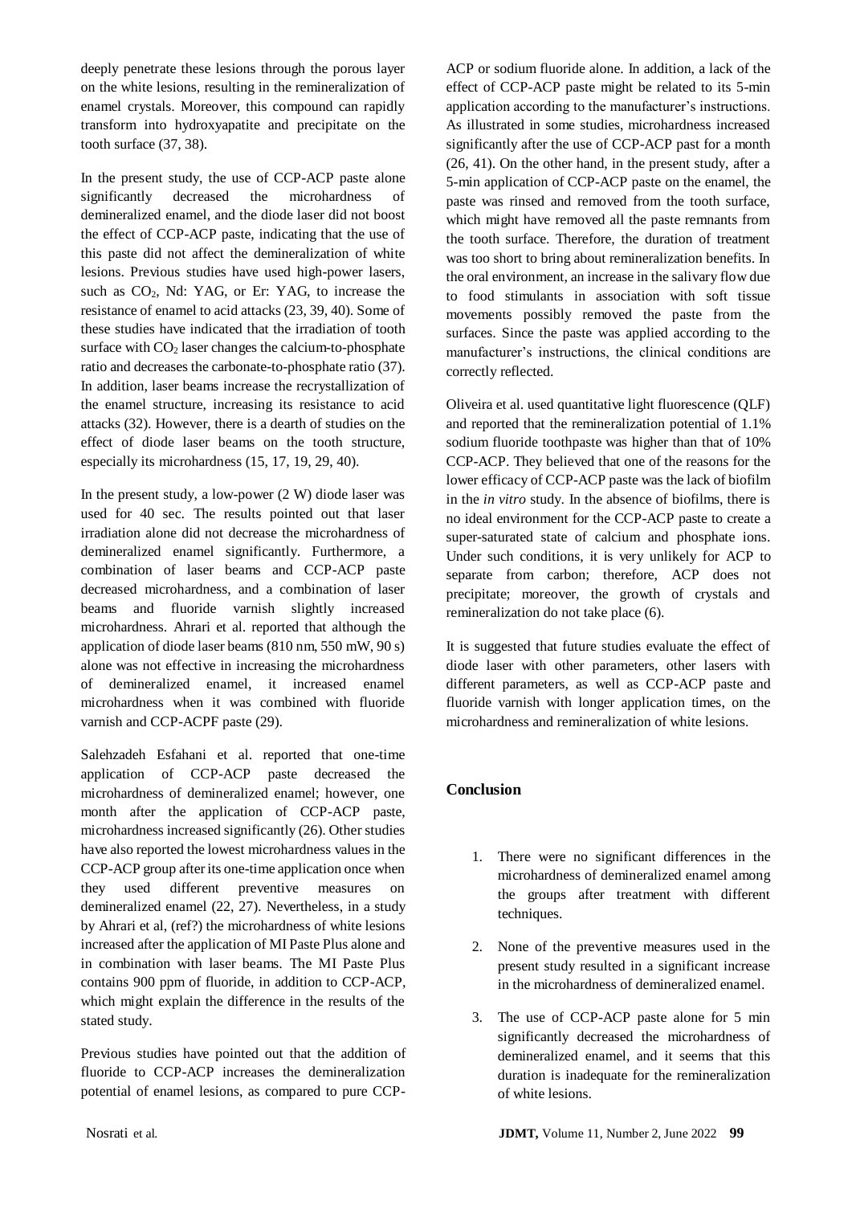deeply penetrate these lesions through the porous layer on the white lesions, resulting in the remineralization of enamel crystals. Moreover, this compound can rapidly transform into hydroxyapatite and precipitate on the tooth surface (37, 38).

In the present study, the use of CCP-ACP paste alone significantly decreased the microhardness of demineralized enamel, and the diode laser did not boost the effect of CCP-ACP paste, indicating that the use of this paste did not affect the demineralization of white lesions. Previous studies have used high-power lasers, such as $CO_2$, Nd: YAG, or Er: YAG, to increase the resistance of enamel to acid attacks (23, 39, 40). Some of these studies have indicated that the irradiation of tooth surface with $CO_2$ laser changes the calcium-to-phosphate ratio and decreases the carbonate-to-phosphate ratio (37). In addition, laser beams increase the recrystallization of the enamel structure, increasing its resistance to acid attacks (32). However, there is a dearth of studies on the effect of diode laser beams on the tooth structure, especially its microhardness (15, 17, 19, 29, 40).

In the present study, a low-power (2 W) diode laser was used for 40 sec. The results pointed out that laser irradiation alone did not decrease the microhardness of demineralized enamel significantly. Furthermore, a combination of laser beams and CCP-ACP paste decreased microhardness, and a combination of laser beams and fluoride varnish slightly increased microhardness. Ahrari et al. reported that although the application of diode laser beams (810 nm, 550 mW, 90 s) alone was not effective in increasing the microhardness of demineralized enamel, it increased enamel microhardness when it was combined with fluoride varnish and CCP-ACPF paste (29).

Salehzadeh Esfahani et al. reported that one-time application of CCP-ACP paste decreased the microhardness of demineralized enamel; however, one month after the application of CCP-ACP paste, microhardness increased significantly (26). Other studies have also reported the lowest microhardness values in the CCP-ACP group after its one-time application once when they used different preventive measures on demineralized enamel (22, 27). Nevertheless, in a study by Ahrari et al, (ref?) the microhardness of white lesions increased after the application of MI Paste Plus alone and in combination with laser beams. The MI Paste Plus contains 900 ppm of fluoride, in addition to CCP-ACP, which might explain the difference in the results of the stated study.

Previous studies have pointed out that the addition of fluoride to CCP-ACP increases the demineralization potential of enamel lesions, as compared to pure CCP-ACP or sodium fluoride alone. In addition, a lack of the effect of CCP-ACP paste might be related to its 5-min application according to the manufacturer's instructions. As illustrated in some studies, microhardness increased significantly after the use of CCP-ACP past for a month (26, 41). On the other hand, in the present study, after a 5-min application of CCP-ACP paste on the enamel, the paste was rinsed and removed from the tooth surface, which might have removed all the paste remnants from the tooth surface. Therefore, the duration of treatment was too short to bring about remineralization benefits. In the oral environment, an increase in the salivary flow due to food stimulants in association with soft tissue movements possibly removed the paste from the surfaces. Since the paste was applied according to the manufacturer's instructions, the clinical conditions are correctly reflected.

Oliveira et al. used quantitative light fluorescence (QLF) and reported that the remineralization potential of 1.1% sodium fluoride toothpaste was higher than that of 10% CCP-ACP. They believed that one of the reasons for the lower efficacy of CCP-ACP paste was the lack of biofilm in the *in vitro* study. In the absence of biofilms, there is no ideal environment for the CCP-ACP paste to create a super-saturated state of calcium and phosphate ions. Under such conditions, it is very unlikely for ACP to separate from carbon; therefore, ACP does not precipitate; moreover, the growth of crystals and remineralization do not take place (6).

It is suggested that future studies evaluate the effect of diode laser with other parameters, other lasers with different parameters, as well as CCP-ACP paste and fluoride varnish with longer application times, on the microhardness and remineralization of white lesions.

## Conclusion

1. There were no significant differences in the microhardness of demineralized enamel among the groups after treatment with different techniques.
2. None of the preventive measures used in the present study resulted in a significant increase in the microhardness of demineralized enamel.
3. The use of CCP-ACP paste alone for 5 min significantly decreased the microhardness of demineralized enamel, and it seems that this duration is inadequate for the remineralization of white lesions.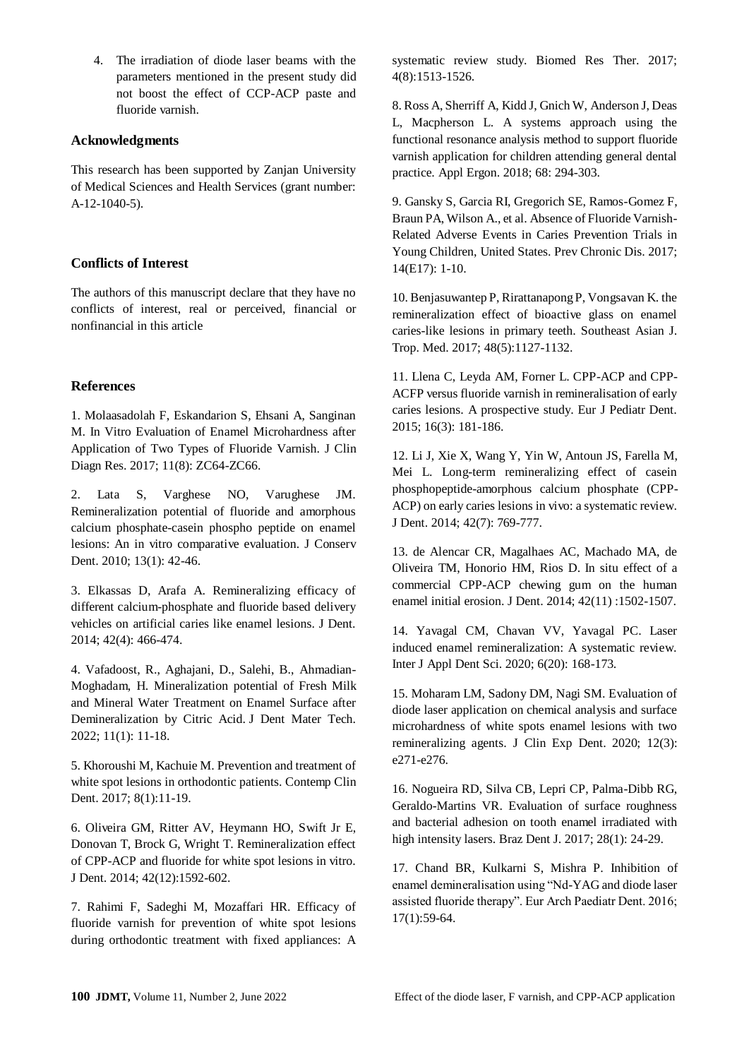4. The irradiation of diode laser beams with the parameters mentioned in the present study did not boost the effect of CCP-ACP paste and fluoride varnish.

## Acknowledgments

This research has been supported by Zanjan University of Medical Sciences and Health Services (grant number: A-12-1040-5).

## Conflicts of Interest

The authors of this manuscript declare that they have no conflicts of interest, real or perceived, financial or nonfinancial in this article

## References

1. Molaasadolah F, Eskandarion S, Ehsani A, Sanginan M. In Vitro Evaluation of Enamel Microhardness after Application of Two Types of Fluoride Varnish. J Clin Diagn Res. 2017; 11(8): ZC64-ZC66.

2. Lata S, Varghese NO, Varughese JM. Remineralization potential of fluoride and amorphous calcium phosphate-casein phospho peptide on enamel lesions: An in vitro comparative evaluation. J Conserv Dent. 2010; 13(1): 42-46.

3. Elkassas D, Arafa A. Remineralizing efficacy of different calcium-phosphate and fluoride based delivery vehicles on artificial caries like enamel lesions. J Dent. 2014; 42(4): 466-474.

4. Vafadoost, R., Aghajani, D., Salehi, B., Ahmadian-Moghadam, H. Mineralization potential of Fresh Milk and Mineral Water Treatment on Enamel Surface after Demineralization by Citric Acid. J Dent Mater Tech. 2022; 11(1): 11-18.

5. Khoroushi M, Kachuie M. Prevention and treatment of white spot lesions in orthodontic patients. Contemp Clin Dent. 2017; 8(1):11-19.

6. Oliveira GM, Ritter AV, Heymann HO, Swift Jr E, Donovan T, Brock G, Wright T. Remineralization effect of CPP-ACP and fluoride for white spot lesions in vitro. J Dent. 2014; 42(12):1592-602.

7. Rahimi F, Sadeghi M, Mozaffari HR. Efficacy of fluoride varnish for prevention of white spot lesions during orthodontic treatment with fixed appliances: A systematic review study. Biomed Res Ther. 2017; 4(8):1513-1526.

8. Ross A, Sherriff A, Kidd J, Gnich W, Anderson J, Deas L, Macpherson L. A systems approach using the functional resonance analysis method to support fluoride varnish application for children attending general dental practice. Appl Ergon. 2018; 68: 294-303.

9. Gansky S, Garcia RI, Gregorich SE, Ramos-Gomez F, Braun PA, Wilson A., et al. Absence of Fluoride Varnish-Related Adverse Events in Caries Prevention Trials in Young Children, United States. Prev Chronic Dis. 2017; 14(E17): 1-10.

10. Benjasuwantep P, Rirattanapong P, Vongsavan K. the remineralization effect of bioactive glass on enamel caries-like lesions in primary teeth. Southeast Asian J. Trop. Med. 2017; 48(5):1127-1132.

11. Llena C, Leyda AM, Forner L. CPP-ACP and CPP-ACFP versus fluoride varnish in remineralisation of early caries lesions. A prospective study. Eur J Pediatr Dent. 2015; 16(3): 181-186.

12. Li J, Xie X, Wang Y, Yin W, Antoun JS, Farella M, Mei L. Long-term remineralizing effect of casein phosphopeptide-amorphous calcium phosphate (CPP-ACP) on early caries lesions in vivo: a systematic review. J Dent. 2014; 42(7): 769-777.

13. de Alencar CR, Magalhaes AC, Machado MA, de Oliveira TM, Honorio HM, Rios D. In situ effect of a commercial CPP-ACP chewing gum on the human enamel initial erosion. J Dent. 2014; 42(11) :1502-1507.

14. Yavagal CM, Chavan VV, Yavagal PC. Laser induced enamel remineralization: A systematic review. Inter J Appl Dent Sci. 2020; 6(20): 168-173.

15. Moharam LM, Sadony DM, Nagi SM. Evaluation of diode laser application on chemical analysis and surface microhardness of white spots enamel lesions with two remineralizing agents. J Clin Exp Dent. 2020; 12(3): e271-e276.

16. Nogueira RD, Silva CB, Lepri CP, Palma-Dibb RG, Geraldo-Martins VR. Evaluation of surface roughness and bacterial adhesion on tooth enamel irradiated with high intensity lasers. Braz Dent J. 2017; 28(1): 24-29.

17. Chand BR, Kulkarni S, Mishra P. Inhibition of enamel demineralisation using "Nd-YAG and diode laser assisted fluoride therapy". Eur Arch Paediatr Dent. 2016; 17(1):59-64.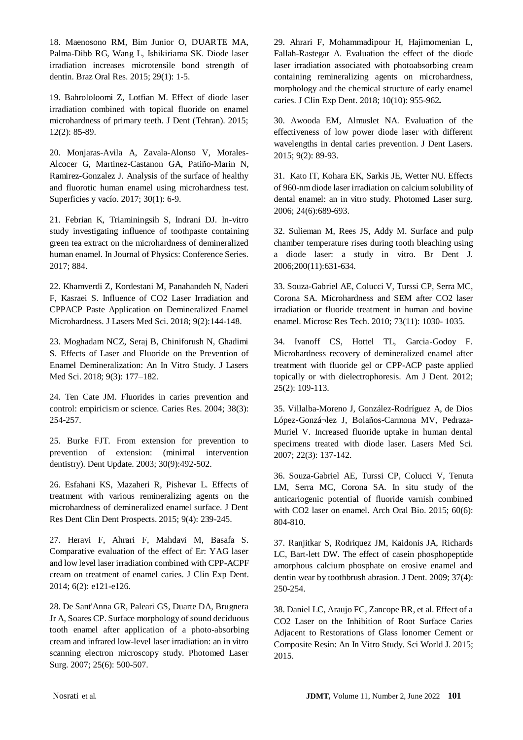18. Maenosono RM, Bim Junior O, DUARTE MA, Palma-Dibb RG, Wang L, Ishikiriama SK. Diode laser irradiation increases microtensile bond strength of dentin. Braz Oral Res. 2015; 29(1): 1-5.

19. Bahrololoomi Z, Lotfian M. Effect of diode laser irradiation combined with topical fluoride on enamel microhardness of primary teeth. J Dent (Tehran). 2015; 12(2): 85-89.

20. Monjaras-Avila A, Zavala-Alonso V, Morales-Alcocer G, Martinez-Castanon GA, Patiño-Marin N, Ramirez-Gonzalez J. Analysis of the surface of healthy and fluorotic human enamel using microhardness test. Superficies y vacío. 2017; 30(1): 6-9.

21. Febrian K, Triaminingsih S, Indrani DJ. In-vitro study investigating influence of toothpaste containing green tea extract on the microhardness of demineralized human enamel. In Journal of Physics: Conference Series. 2017; 884.

22. Khamverdi Z, Kordestani M, Panahandeh N, Naderi F, Kasraei S. Influence of CO2 Laser Irradiation and CPPACP Paste Application on Demineralized Enamel Microhardness. J Lasers Med Sci. 2018; 9(2):144-148.

23. Moghadam NCZ, Seraj B, Chiniforush N, Ghadimi S. Effects of Laser and Fluoride on the Prevention of Enamel Demineralization: An In Vitro Study. J Lasers Med Sci. 2018; 9(3): 177–182.

24. Ten Cate JM. Fluorides in caries prevention and control: empiricism or science. Caries Res. 2004; 38(3): 254-257.

25. Burke FJT. From extension for prevention to prevention of extension: (minimal intervention dentistry). Dent Update. 2003; 30(9):492-502.

26. Esfahani KS, Mazaheri R, Pishevar L. Effects of treatment with various remineralizing agents on the microhardness of demineralized enamel surface. J Dent Res Dent Clin Dent Prospects. 2015; 9(4): 239-245.

27. Heravi F, Ahrari F, Mahdavi M, Basafa S. Comparative evaluation of the effect of Er: YAG laser and low level laser irradiation combined with CPP-ACPF cream on treatment of enamel caries. J Clin Exp Dent. 2014; 6(2): e121-e126.

28. De Sant'Anna GR, Paleari GS, Duarte DA, Brugnera Jr A, Soares CP. Surface morphology of sound deciduous tooth enamel after application of a photo-absorbing cream and infrared low-level laser irradiation: an in vitro scanning electron microscopy study. Photomed Laser Surg. 2007; 25(6): 500-507.

29. Ahrari F, Mohammadipour H, Hajimomenian L, Fallah-Rastegar A. Evaluation the effect of the diode laser irradiation associated with photoabsorbing cream containing remineralizing agents on microhardness, morphology and the chemical structure of early enamel caries. J Clin Exp Dent. 2018; 10(10): 955-962**.**

30. Awooda EM, Almuslet NA. Evaluation of the effectiveness of low power diode laser with different wavelengths in dental caries prevention. J Dent Lasers. 2015; 9(2): 89-93.

31. Kato IT, Kohara EK, Sarkis JE, Wetter NU. Effects of 960-nm diode laser irradiation on calcium solubility of dental enamel: an in vitro study. Photomed Laser surg. 2006; 24(6):689-693.

32. Sulieman M, Rees JS, Addy M. Surface and pulp chamber temperature rises during tooth bleaching using a diode laser: a study in vitro. Br Dent J. 2006;200(11):631-634.

33. Souza-Gabriel AE, Colucci V, Turssi CP, Serra MC, Corona SA. Microhardness and SEM after CO2 laser irradiation or fluoride treatment in human and bovine enamel. Microsc Res Tech. 2010; 73(11): 1030- 1035.

34. Ivanoff CS, Hottel TL, Garcia-Godoy F. Microhardness recovery of demineralized enamel after treatment with fluoride gel or CPP-ACP paste applied topically or with dielectrophoresis. Am J Dent. 2012; 25(2): 109-113.

35. Villalba-Moreno J, González-Rodríguez A, de Dios López-Gonzá¬lez J, Bolaños-Carmona MV, Pedraza-Muriel V. Increased fluoride uptake in human dental specimens treated with diode laser. Lasers Med Sci. 2007; 22(3): 137-142.

36. Souza-Gabriel AE, Turssi CP, Colucci V, Tenuta LM, Serra MC, Corona SA. In situ study of the anticariogenic potential of fluoride varnish combined with CO2 laser on enamel. Arch Oral Bio. 2015; 60(6): 804-810.

37. Ranjitkar S, Rodriquez JM, Kaidonis JA, Richards LC, Bart-lett DW. The effect of casein phosphopeptide amorphous calcium phosphate on erosive enamel and dentin wear by toothbrush abrasion. J Dent. 2009; 37(4): 250-254.

38. Daniel LC, Araujo FC, Zancope BR, et al. Effect of a CO2 Laser on the Inhibition of Root Surface Caries Adjacent to Restorations of Glass Ionomer Cement or Composite Resin: An In Vitro Study. Sci World J. 2015; 2015.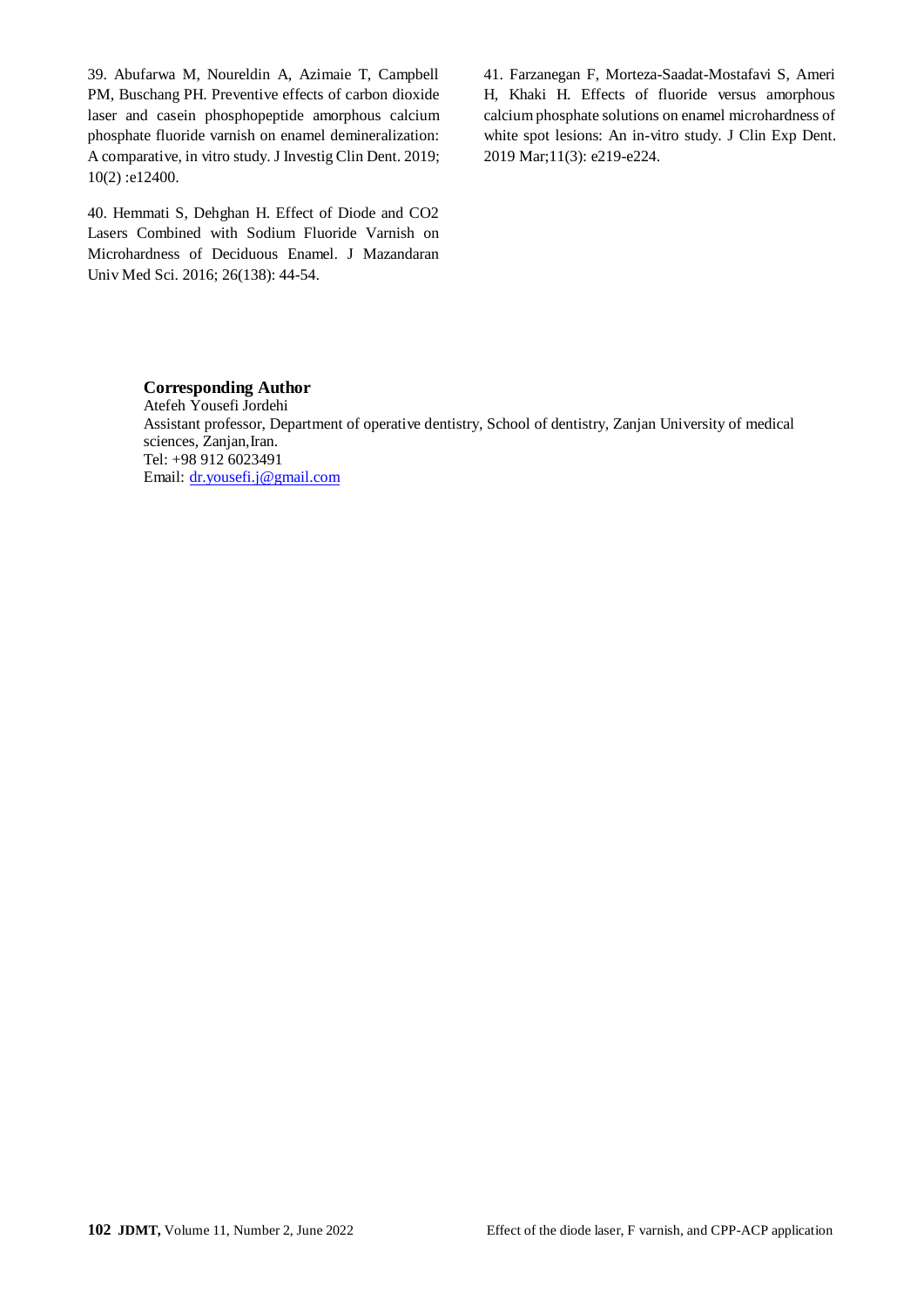39. Abufarwa M, Noureldin A, Azimaie T, Campbell PM, Buschang PH. Preventive effects of carbon dioxide laser and casein phosphopeptide amorphous calcium phosphate fluoride varnish on enamel demineralization: A comparative, in vitro study. J Investig Clin Dent. 2019; 10(2) :e12400.

40. Hemmati S, Dehghan H. Effect of Diode and CO2 Lasers Combined with Sodium Fluoride Varnish on Microhardness of Deciduous Enamel. J Mazandaran Univ Med Sci. 2016; 26(138): 44-54.

41. Farzanegan F, Morteza-Saadat-Mostafavi S, Ameri H, Khaki H. Effects of fluoride versus amorphous calcium phosphate solutions on enamel microhardness of white spot lesions: An in-vitro study. J Clin Exp Dent. 2019 Mar;11(3): e219-e224.

**Corresponding Author**

Atefeh Yousefi Jordehi
Assistant professor, Department of operative dentistry, School of dentistry, Zanjan University of medical sciences, Zanjan,Iran.
Tel: +98 912 6023491
Email: dr.yousefi.j@gmail.com